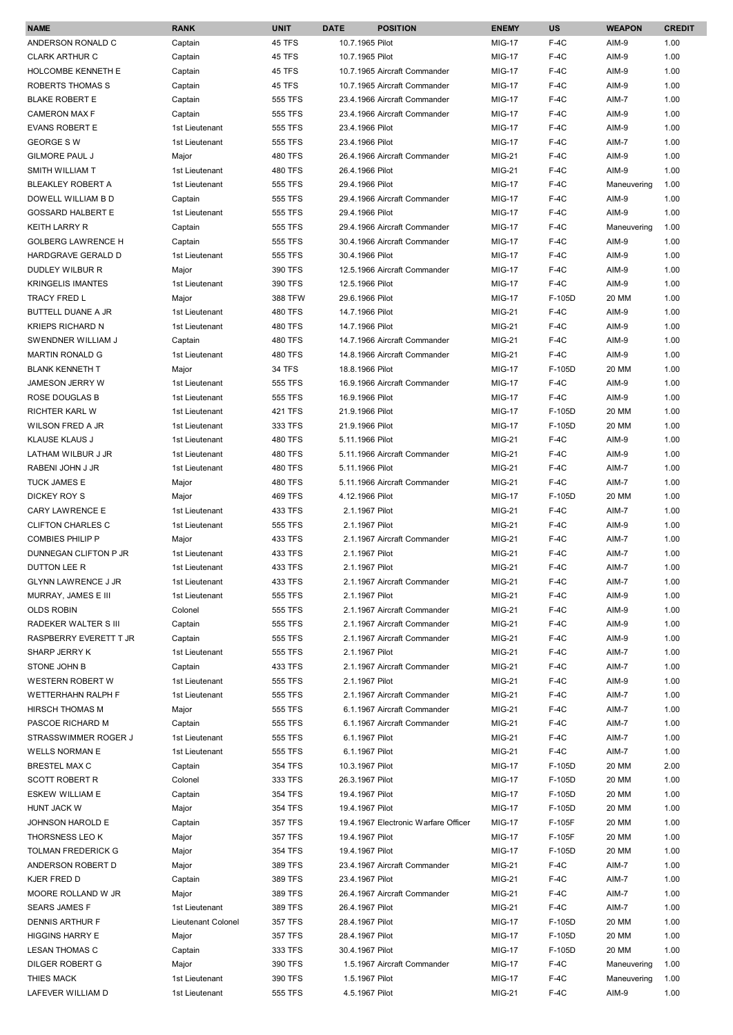| NAME | RANK | UNIT | DATE | POSITION | ENEMY | US | WEAPON | CREDIT |
|---|---|---|---|---|---|---|---|---|
| ANDERSON RONALD C | Captain | 45 TFS | 10.7.1965 | Pilot | MIG-17 | F-4C | AIM-9 | 1.00 |
| CLARK ARTHUR C | Captain | 45 TFS | 10.7.1965 | Pilot | MIG-17 | F-4C | AIM-9 | 1.00 |
| HOLCOMBE KENNETH E | Captain | 45 TFS | 10.7.1965 | Aircraft Commander | MIG-17 | F-4C | AIM-9 | 1.00 |
| ROBERTS THOMAS S | Captain | 45 TFS | 10.7.1965 | Aircraft Commander | MIG-17 | F-4C | AIM-9 | 1.00 |
| BLAKE ROBERT E | Captain | 555 TFS | 23.4.1966 | Aircraft Commander | MIG-17 | F-4C | AIM-7 | 1.00 |
| CAMERON MAX F | Captain | 555 TFS | 23.4.1966 | Aircraft Commander | MIG-17 | F-4C | AIM-9 | 1.00 |
| EVANS ROBERT E | 1st Lieutenant | 555 TFS | 23.4.1966 | Pilot | MIG-17 | F-4C | AIM-9 | 1.00 |
| GEORGE S W | 1st Lieutenant | 555 TFS | 23.4.1966 | Pilot | MIG-17 | F-4C | AIM-7 | 1.00 |
| GILMORE PAUL J | Major | 480 TFS | 26.4.1966 | Aircraft Commander | MIG-21 | F-4C | AIM-9 | 1.00 |
| SMITH WILLIAM T | 1st Lieutenant | 480 TFS | 26.4.1966 | Pilot | MIG-21 | F-4C | AIM-9 | 1.00 |
| BLEAKLEY ROBERT A | 1st Lieutenant | 555 TFS | 29.4.1966 | Pilot | MIG-17 | F-4C | Maneuvering | 1.00 |
| DOWELL WILLIAM B D | Captain | 555 TFS | 29.4.1966 | Aircraft Commander | MIG-17 | F-4C | AIM-9 | 1.00 |
| GOSSARD HALBERT E | 1st Lieutenant | 555 TFS | 29.4.1966 | Pilot | MIG-17 | F-4C | AIM-9 | 1.00 |
| KEITH LARRY R | Captain | 555 TFS | 29.4.1966 | Aircraft Commander | MIG-17 | F-4C | Maneuvering | 1.00 |
| GOLBERG LAWRENCE H | Captain | 555 TFS | 30.4.1966 | Aircraft Commander | MIG-17 | F-4C | AIM-9 | 1.00 |
| HARDGRAVE GERALD D | 1st Lieutenant | 555 TFS | 30.4.1966 | Pilot | MIG-17 | F-4C | AIM-9 | 1.00 |
| DUDLEY WILBUR R | Major | 390 TFS | 12.5.1966 | Aircraft Commander | MIG-17 | F-4C | AIM-9 | 1.00 |
| KRINGELIS IMANTES | 1st Lieutenant | 390 TFS | 12.5.1966 | Pilot | MIG-17 | F-4C | AIM-9 | 1.00 |
| TRACY FRED L | Major | 388 TFW | 29.6.1966 | Pilot | MIG-17 | F-105D | 20 MM | 1.00 |
| BUTTELL DUANE A JR | 1st Lieutenant | 480 TFS | 14.7.1966 | Pilot | MIG-21 | F-4C | AIM-9 | 1.00 |
| KRIEPS RICHARD N | 1st Lieutenant | 480 TFS | 14.7.1966 | Pilot | MIG-21 | F-4C | AIM-9 | 1.00 |
| SWENDNER WILLIAM J | Captain | 480 TFS | 14.7.1966 | Aircraft Commander | MIG-21 | F-4C | AIM-9 | 1.00 |
| MARTIN RONALD G | 1st Lieutenant | 480 TFS | 14.8.1966 | Aircraft Commander | MIG-21 | F-4C | AIM-9 | 1.00 |
| BLANK KENNETH T | Major | 34 TFS | 18.8.1966 | Pilot | MIG-17 | F-105D | 20 MM | 1.00 |
| JAMESON JERRY W | 1st Lieutenant | 555 TFS | 16.9.1966 | Aircraft Commander | MIG-17 | F-4C | AIM-9 | 1.00 |
| ROSE DOUGLAS B | 1st Lieutenant | 555 TFS | 16.9.1966 | Pilot | MIG-17 | F-4C | AIM-9 | 1.00 |
| RICHTER KARL W | 1st Lieutenant | 421 TFS | 21.9.1966 | Pilot | MIG-17 | F-105D | 20 MM | 1.00 |
| WILSON FRED A JR | 1st Lieutenant | 333 TFS | 21.9.1966 | Pilot | MIG-17 | F-105D | 20 MM | 1.00 |
| KLAUSE KLAUS J | 1st Lieutenant | 480 TFS | 5.11.1966 | Pilot | MIG-21 | F-4C | AIM-9 | 1.00 |
| LATHAM WILBUR J JR | 1st Lieutenant | 480 TFS | 5.11.1966 | Aircraft Commander | MIG-21 | F-4C | AIM-9 | 1.00 |
| RABENI JOHN J JR | 1st Lieutenant | 480 TFS | 5.11.1966 | Pilot | MIG-21 | F-4C | AIM-7 | 1.00 |
| TUCK JAMES E | Major | 480 TFS | 5.11.1966 | Aircraft Commander | MIG-21 | F-4C | AIM-7 | 1.00 |
| DICKEY ROY S | Major | 469 TFS | 4.12.1966 | Pilot | MIG-17 | F-105D | 20 MM | 1.00 |
| CARY LAWRENCE E | 1st Lieutenant | 433 TFS | 2.1.1967 | Pilot | MIG-21 | F-4C | AIM-7 | 1.00 |
| CLIFTON CHARLES C | 1st Lieutenant | 555 TFS | 2.1.1967 | Pilot | MIG-21 | F-4C | AIM-9 | 1.00 |
| COMBIES PHILIP P | Major | 433 TFS | 2.1.1967 | Aircraft Commander | MIG-21 | F-4C | AIM-7 | 1.00 |
| DUNNEGAN CLIFTON P JR | 1st Lieutenant | 433 TFS | 2.1.1967 | Pilot | MIG-21 | F-4C | AIM-7 | 1.00 |
| DUTTON LEE R | 1st Lieutenant | 433 TFS | 2.1.1967 | Pilot | MIG-21 | F-4C | AIM-7 | 1.00 |
| GLYNN LAWRENCE J JR | 1st Lieutenant | 433 TFS | 2.1.1967 | Aircraft Commander | MIG-21 | F-4C | AIM-7 | 1.00 |
| MURRAY, JAMES E III | 1st Lieutenant | 555 TFS | 2.1.1967 | Pilot | MIG-21 | F-4C | AIM-9 | 1.00 |
| OLDS ROBIN | Colonel | 555 TFS | 2.1.1967 | Aircraft Commander | MIG-21 | F-4C | AIM-9 | 1.00 |
| RADEKER WALTER S III | Captain | 555 TFS | 2.1.1967 | Aircraft Commander | MIG-21 | F-4C | AIM-9 | 1.00 |
| RASPBERRY EVERETT T JR | Captain | 555 TFS | 2.1.1967 | Aircraft Commander | MIG-21 | F-4C | AIM-9 | 1.00 |
| SHARP JERRY K | 1st Lieutenant | 555 TFS | 2.1.1967 | Pilot | MIG-21 | F-4C | AIM-7 | 1.00 |
| STONE JOHN B | Captain | 433 TFS | 2.1.1967 | Aircraft Commander | MIG-21 | F-4C | AIM-7 | 1.00 |
| WESTERN ROBERT W | 1st Lieutenant | 555 TFS | 2.1.1967 | Pilot | MIG-21 | F-4C | AIM-9 | 1.00 |
| WETTERHAHN RALPH F | 1st Lieutenant | 555 TFS | 2.1.1967 | Aircraft Commander | MIG-21 | F-4C | AIM-7 | 1.00 |
| HIRSCH THOMAS M | Major | 555 TFS | 6.1.1967 | Aircraft Commander | MIG-21 | F-4C | AIM-7 | 1.00 |
| PASCOE RICHARD M | Captain | 555 TFS | 6.1.1967 | Aircraft Commander | MIG-21 | F-4C | AIM-7 | 1.00 |
| STRASSWIMMER ROGER J | 1st Lieutenant | 555 TFS | 6.1.1967 | Pilot | MIG-21 | F-4C | AIM-7 | 1.00 |
| WELLS NORMAN E | 1st Lieutenant | 555 TFS | 6.1.1967 | Pilot | MIG-21 | F-4C | AIM-7 | 1.00 |
| BRESTEL MAX C | Captain | 354 TFS | 10.3.1967 | Pilot | MIG-17 | F-105D | 20 MM | 2.00 |
| SCOTT ROBERT R | Colonel | 333 TFS | 26.3.1967 | Pilot | MIG-17 | F-105D | 20 MM | 1.00 |
| ESKEW WILLIAM E | Captain | 354 TFS | 19.4.1967 | Pilot | MIG-17 | F-105D | 20 MM | 1.00 |
| HUNT JACK W | Major | 354 TFS | 19.4.1967 | Pilot | MIG-17 | F-105D | 20 MM | 1.00 |
| JOHNSON HAROLD E | Captain | 357 TFS | 19.4.1967 | Electronic Warfare Officer | MIG-17 | F-105F | 20 MM | 1.00 |
| THORSNESS LEO K | Major | 357 TFS | 19.4.1967 | Pilot | MIG-17 | F-105F | 20 MM | 1.00 |
| TOLMAN FREDERICK G | Major | 354 TFS | 19.4.1967 | Pilot | MIG-17 | F-105D | 20 MM | 1.00 |
| ANDERSON ROBERT D | Major | 389 TFS | 23.4.1967 | Aircraft Commander | MIG-21 | F-4C | AIM-7 | 1.00 |
| KJER FRED D | Captain | 389 TFS | 23.4.1967 | Pilot | MIG-21 | F-4C | AIM-7 | 1.00 |
| MOORE ROLLAND W JR | Major | 389 TFS | 26.4.1967 | Aircraft Commander | MIG-21 | F-4C | AIM-7 | 1.00 |
| SEARS JAMES F | 1st Lieutenant | 389 TFS | 26.4.1967 | Pilot | MIG-21 | F-4C | AIM-7 | 1.00 |
| DENNIS ARTHUR F | Lieutenant Colonel | 357 TFS | 28.4.1967 | Pilot | MIG-17 | F-105D | 20 MM | 1.00 |
| HIGGINS HARRY E | Major | 357 TFS | 28.4.1967 | Pilot | MIG-17 | F-105D | 20 MM | 1.00 |
| LESAN THOMAS C | Captain | 333 TFS | 30.4.1967 | Pilot | MIG-17 | F-105D | 20 MM | 1.00 |
| DILGER ROBERT G | Major | 390 TFS | 1.5.1967 | Aircraft Commander | MIG-17 | F-4C | Maneuvering | 1.00 |
| THIES MACK | 1st Lieutenant | 390 TFS | 1.5.1967 | Pilot | MIG-17 | F-4C | Maneuvering | 1.00 |
| LAFEVER WILLIAM D | 1st Lieutenant | 555 TFS | 4.5.1967 | Pilot | MIG-21 | F-4C | AIM-9 | 1.00 |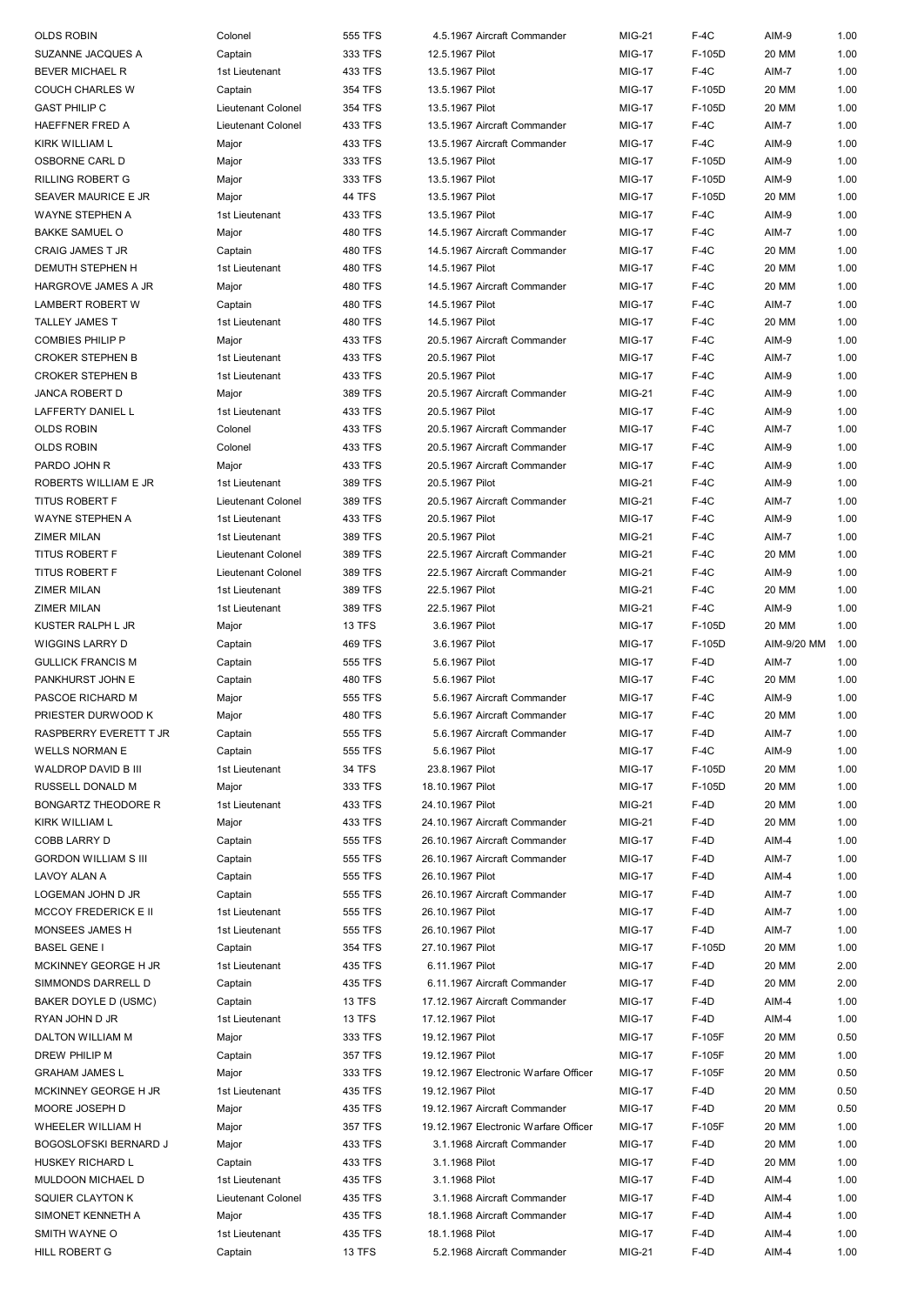| | | | | | | | |
|---|---|---|---|---|---|---|---|
| OLDS ROBIN | Colonel | 555 TFS | 4.5.1967 Aircraft Commander | MIG-21 | F-4C | AIM-9 | 1.00 |
| SUZANNE JACQUES A | Captain | 333 TFS | 12.5.1967 Pilot | MIG-17 | F-105D | 20 MM | 1.00 |
| BEVER MICHAEL R | 1st Lieutenant | 433 TFS | 13.5.1967 Pilot | MIG-17 | F-4C | AIM-7 | 1.00 |
| COUCH CHARLES W | Captain | 354 TFS | 13.5.1967 Pilot | MIG-17 | F-105D | 20 MM | 1.00 |
| GAST PHILIP C | Lieutenant Colonel | 354 TFS | 13.5.1967 Pilot | MIG-17 | F-105D | 20 MM | 1.00 |
| HAEFFNER FRED A | Lieutenant Colonel | 433 TFS | 13.5.1967 Aircraft Commander | MIG-17 | F-4C | AIM-7 | 1.00 |
| KIRK WILLIAM L | Major | 433 TFS | 13.5.1967 Aircraft Commander | MIG-17 | F-4C | AIM-9 | 1.00 |
| OSBORNE CARL D | Major | 333 TFS | 13.5.1967 Pilot | MIG-17 | F-105D | AIM-9 | 1.00 |
| RILLING ROBERT G | Major | 333 TFS | 13.5.1967 Pilot | MIG-17 | F-105D | AIM-9 | 1.00 |
| SEAVER MAURICE E JR | Major | 44 TFS | 13.5.1967 Pilot | MIG-17 | F-105D | 20 MM | 1.00 |
| WAYNE STEPHEN A | 1st Lieutenant | 433 TFS | 13.5.1967 Pilot | MIG-17 | F-4C | AIM-9 | 1.00 |
| BAKKE SAMUEL O | Major | 480 TFS | 14.5.1967 Aircraft Commander | MIG-17 | F-4C | AIM-7 | 1.00 |
| CRAIG JAMES T JR | Captain | 480 TFS | 14.5.1967 Aircraft Commander | MIG-17 | F-4C | 20 MM | 1.00 |
| DEMUTH STEPHEN H | 1st Lieutenant | 480 TFS | 14.5.1967 Pilot | MIG-17 | F-4C | 20 MM | 1.00 |
| HARGROVE JAMES A JR | Major | 480 TFS | 14.5.1967 Aircraft Commander | MIG-17 | F-4C | 20 MM | 1.00 |
| LAMBERT ROBERT W | Captain | 480 TFS | 14.5.1967 Pilot | MIG-17 | F-4C | AIM-7 | 1.00 |
| TALLEY JAMES T | 1st Lieutenant | 480 TFS | 14.5.1967 Pilot | MIG-17 | F-4C | 20 MM | 1.00 |
| COMBIES PHILIP P | Major | 433 TFS | 20.5.1967 Aircraft Commander | MIG-17 | F-4C | AIM-9 | 1.00 |
| CROKER STEPHEN B | 1st Lieutenant | 433 TFS | 20.5.1967 Pilot | MIG-17 | F-4C | AIM-7 | 1.00 |
| CROKER STEPHEN B | 1st Lieutenant | 433 TFS | 20.5.1967 Pilot | MIG-17 | F-4C | AIM-9 | 1.00 |
| JANCA ROBERT D | Major | 389 TFS | 20.5.1967 Aircraft Commander | MIG-21 | F-4C | AIM-9 | 1.00 |
| LAFFERTY DANIEL L | 1st Lieutenant | 433 TFS | 20.5.1967 Pilot | MIG-17 | F-4C | AIM-9 | 1.00 |
| OLDS ROBIN | Colonel | 433 TFS | 20.5.1967 Aircraft Commander | MIG-17 | F-4C | AIM-7 | 1.00 |
| OLDS ROBIN | Colonel | 433 TFS | 20.5.1967 Aircraft Commander | MIG-17 | F-4C | AIM-9 | 1.00 |
| PARDO JOHN R | Major | 433 TFS | 20.5.1967 Aircraft Commander | MIG-17 | F-4C | AIM-9 | 1.00 |
| ROBERTS WILLIAM E JR | 1st Lieutenant | 389 TFS | 20.5.1967 Pilot | MIG-21 | F-4C | AIM-9 | 1.00 |
| TITUS ROBERT F | Lieutenant Colonel | 389 TFS | 20.5.1967 Aircraft Commander | MIG-21 | F-4C | AIM-7 | 1.00 |
| WAYNE STEPHEN A | 1st Lieutenant | 433 TFS | 20.5.1967 Pilot | MIG-17 | F-4C | AIM-9 | 1.00 |
| ZIMER MILAN | 1st Lieutenant | 389 TFS | 20.5.1967 Pilot | MIG-21 | F-4C | AIM-7 | 1.00 |
| TITUS ROBERT F | Lieutenant Colonel | 389 TFS | 22.5.1967 Aircraft Commander | MIG-21 | F-4C | 20 MM | 1.00 |
| TITUS ROBERT F | Lieutenant Colonel | 389 TFS | 22.5.1967 Aircraft Commander | MIG-21 | F-4C | AIM-9 | 1.00 |
| ZIMER MILAN | 1st Lieutenant | 389 TFS | 22.5.1967 Pilot | MIG-21 | F-4C | 20 MM | 1.00 |
| ZIMER MILAN | 1st Lieutenant | 389 TFS | 22.5.1967 Pilot | MIG-21 | F-4C | AIM-9 | 1.00 |
| KUSTER RALPH L JR | Major | 13 TFS | 3.6.1967 Pilot | MIG-17 | F-105D | 20 MM | 1.00 |
| WIGGINS LARRY D | Captain | 469 TFS | 3.6.1967 Pilot | MIG-17 | F-105D | AIM-9/20 MM | 1.00 |
| GULLICK FRANCIS M | Captain | 555 TFS | 5.6.1967 Pilot | MIG-17 | F-4D | AIM-7 | 1.00 |
| PANKHURST JOHN E | Captain | 480 TFS | 5.6.1967 Pilot | MIG-17 | F-4C | 20 MM | 1.00 |
| PASCOE RICHARD M | Major | 555 TFS | 5.6.1967 Aircraft Commander | MIG-17 | F-4C | AIM-9 | 1.00 |
| PRIESTER DURWOOD K | Major | 480 TFS | 5.6.1967 Aircraft Commander | MIG-17 | F-4C | 20 MM | 1.00 |
| RASPBERRY EVERETT T JR | Captain | 555 TFS | 5.6.1967 Aircraft Commander | MIG-17 | F-4D | AIM-7 | 1.00 |
| WELLS NORMAN E | Captain | 555 TFS | 5.6.1967 Pilot | MIG-17 | F-4C | AIM-9 | 1.00 |
| WALDROP DAVID B III | 1st Lieutenant | 34 TFS | 23.8.1967 Pilot | MIG-17 | F-105D | 20 MM | 1.00 |
| RUSSELL DONALD M | Major | 333 TFS | 18.10.1967 Pilot | MIG-17 | F-105D | 20 MM | 1.00 |
| BONGARTZ THEODORE R | 1st Lieutenant | 433 TFS | 24.10.1967 Pilot | MIG-21 | F-4D | 20 MM | 1.00 |
| KIRK WILLIAM L | Major | 433 TFS | 24.10.1967 Aircraft Commander | MIG-21 | F-4D | 20 MM | 1.00 |
| COBB LARRY D | Captain | 555 TFS | 26.10.1967 Aircraft Commander | MIG-17 | F-4D | AIM-4 | 1.00 |
| GORDON WILLIAM S III | Captain | 555 TFS | 26.10.1967 Aircraft Commander | MIG-17 | F-4D | AIM-7 | 1.00 |
| LAVOY ALAN A | Captain | 555 TFS | 26.10.1967 Pilot | MIG-17 | F-4D | AIM-4 | 1.00 |
| LOGEMAN JOHN D JR | Captain | 555 TFS | 26.10.1967 Aircraft Commander | MIG-17 | F-4D | AIM-7 | 1.00 |
| MCCOY FREDERICK E II | 1st Lieutenant | 555 TFS | 26.10.1967 Pilot | MIG-17 | F-4D | AIM-7 | 1.00 |
| MONSEES JAMES H | 1st Lieutenant | 555 TFS | 26.10.1967 Pilot | MIG-17 | F-4D | AIM-7 | 1.00 |
| BASEL GENE I | Captain | 354 TFS | 27.10.1967 Pilot | MIG-17 | F-105D | 20 MM | 1.00 |
| MCKINNEY GEORGE H JR | 1st Lieutenant | 435 TFS | 6.11.1967 Pilot | MIG-17 | F-4D | 20 MM | 2.00 |
| SIMMONDS DARRELL D | Captain | 435 TFS | 6.11.1967 Aircraft Commander | MIG-17 | F-4D | 20 MM | 2.00 |
| BAKER DOYLE D (USMC) | Captain | 13 TFS | 17.12.1967 Aircraft Commander | MIG-17 | F-4D | AIM-4 | 1.00 |
| RYAN JOHN D JR | 1st Lieutenant | 13 TFS | 17.12.1967 Pilot | MIG-17 | F-4D | AIM-4 | 1.00 |
| DALTON WILLIAM M | Major | 333 TFS | 19.12.1967 Pilot | MIG-17 | F-105F | 20 MM | 0.50 |
| DREW PHILIP M | Captain | 357 TFS | 19.12.1967 Pilot | MIG-17 | F-105F | 20 MM | 1.00 |
| GRAHAM JAMES L | Major | 333 TFS | 19.12.1967 Electronic Warfare Officer | MIG-17 | F-105F | 20 MM | 0.50 |
| MCKINNEY GEORGE H JR | 1st Lieutenant | 435 TFS | 19.12.1967 Pilot | MIG-17 | F-4D | 20 MM | 0.50 |
| MOORE JOSEPH D | Major | 435 TFS | 19.12.1967 Aircraft Commander | MIG-17 | F-4D | 20 MM | 0.50 |
| WHEELER WILLIAM H | Major | 357 TFS | 19.12.1967 Electronic Warfare Officer | MIG-17 | F-105F | 20 MM | 1.00 |
| BOGOSLOFSKI BERNARD J | Major | 433 TFS | 3.1.1968 Aircraft Commander | MIG-17 | F-4D | 20 MM | 1.00 |
| HUSKEY RICHARD L | Captain | 433 TFS | 3.1.1968 Pilot | MIG-17 | F-4D | 20 MM | 1.00 |
| MULDOON MICHAEL D | 1st Lieutenant | 435 TFS | 3.1.1968 Pilot | MIG-17 | F-4D | AIM-4 | 1.00 |
| SQUIER CLAYTON K | Lieutenant Colonel | 435 TFS | 3.1.1968 Aircraft Commander | MIG-17 | F-4D | AIM-4 | 1.00 |
| SIMONET KENNETH A | Major | 435 TFS | 18.1.1968 Aircraft Commander | MIG-17 | F-4D | AIM-4 | 1.00 |
| SMITH WAYNE O | 1st Lieutenant | 435 TFS | 18.1.1968 Pilot | MIG-17 | F-4D | AIM-4 | 1.00 |
| HILL ROBERT G | Captain | 13 TFS | 5.2.1968 Aircraft Commander | MIG-21 | F-4D | AIM-4 | 1.00 |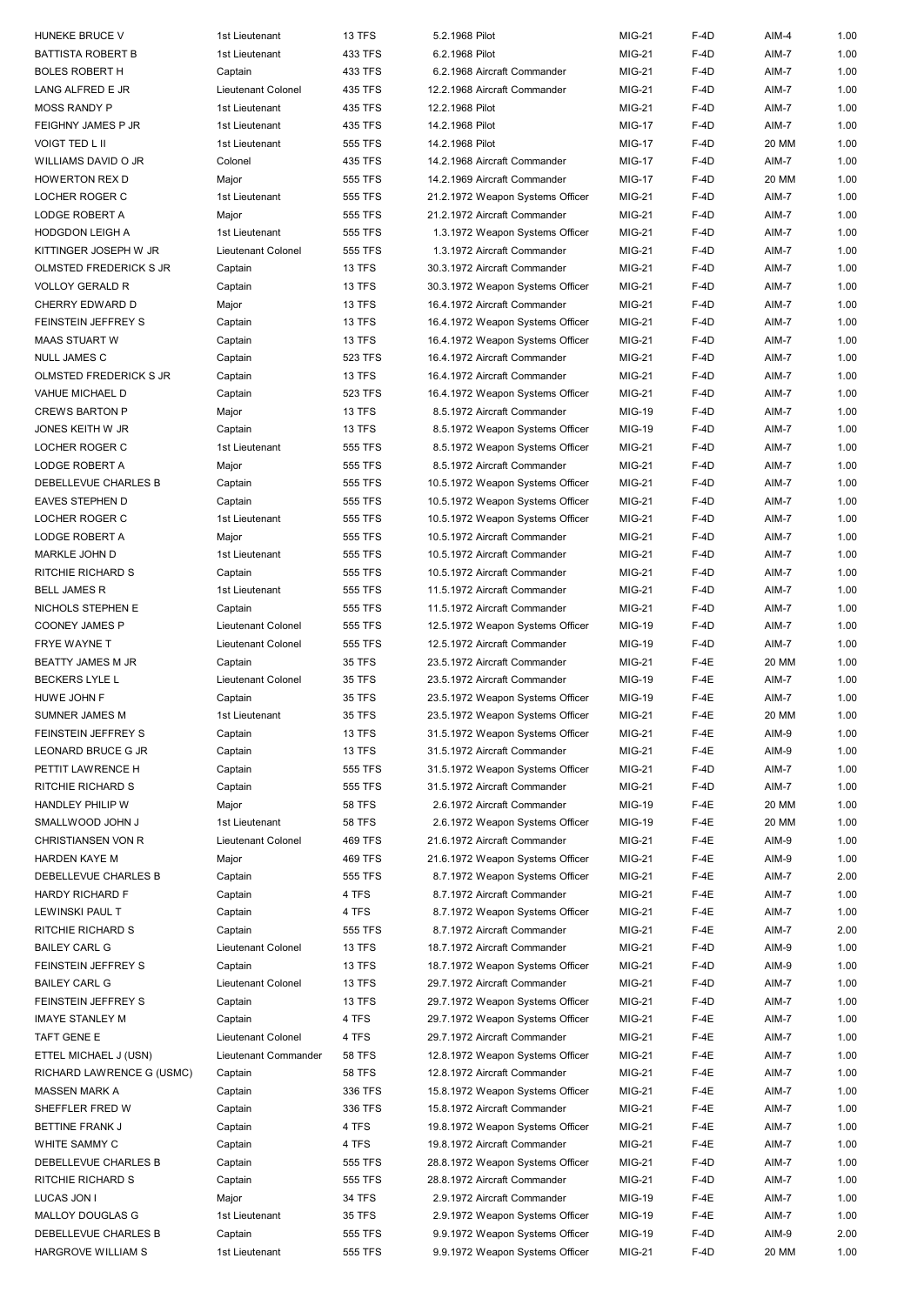| HUNEKE BRUCE V | 1st Lieutenant | 13 TFS | 5.2.1968 Pilot | MIG-21 | F-4D | AIM-4 | 1.00 |
|---|---|---|---|---|---|---|---|
| BATTISTA ROBERT B | 1st Lieutenant | 433 TFS | 6.2.1968 Pilot | MIG-21 | F-4D | AIM-7 | 1.00 |
| BOLES ROBERT H | Captain | 433 TFS | 6.2.1968 Aircraft Commander | MIG-21 | F-4D | AIM-7 | 1.00 |
| LANG ALFRED E JR | Lieutenant Colonel | 435 TFS | 12.2.1968 Aircraft Commander | MIG-21 | F-4D | AIM-7 | 1.00 |
| MOSS RANDY P | 1st Lieutenant | 435 TFS | 12.2.1968 Pilot | MIG-21 | F-4D | AIM-7 | 1.00 |
| FEIGHNY JAMES P JR | 1st Lieutenant | 435 TFS | 14.2.1968 Pilot | MIG-17 | F-4D | AIM-7 | 1.00 |
| VOIGT TED L II | 1st Lieutenant | 555 TFS | 14.2.1968 Pilot | MIG-17 | F-4D | 20 MM | 1.00 |
| WILLIAMS DAVID O JR | Colonel | 435 TFS | 14.2.1968 Aircraft Commander | MIG-17 | F-4D | AIM-7 | 1.00 |
| HOWERTON REX D | Major | 555 TFS | 14.2.1969 Aircraft Commander | MIG-17 | F-4D | 20 MM | 1.00 |
| LOCHER ROGER C | 1st Lieutenant | 555 TFS | 21.2.1972 Weapon Systems Officer | MIG-21 | F-4D | AIM-7 | 1.00 |
| LODGE ROBERT A | Major | 555 TFS | 21.2.1972 Aircraft Commander | MIG-21 | F-4D | AIM-7 | 1.00 |
| HODGDON LEIGH A | 1st Lieutenant | 555 TFS | 1.3.1972 Weapon Systems Officer | MIG-21 | F-4D | AIM-7 | 1.00 |
| KITTINGER JOSEPH W JR | Lieutenant Colonel | 555 TFS | 1.3.1972 Aircraft Commander | MIG-21 | F-4D | AIM-7 | 1.00 |
| OLMSTED FREDERICK S JR | Captain | 13 TFS | 30.3.1972 Aircraft Commander | MIG-21 | F-4D | AIM-7 | 1.00 |
| VOLLOY GERALD R | Captain | 13 TFS | 30.3.1972 Weapon Systems Officer | MIG-21 | F-4D | AIM-7 | 1.00 |
| CHERRY EDWARD D | Major | 13 TFS | 16.4.1972 Aircraft Commander | MIG-21 | F-4D | AIM-7 | 1.00 |
| FEINSTEIN JEFFREY S | Captain | 13 TFS | 16.4.1972 Weapon Systems Officer | MIG-21 | F-4D | AIM-7 | 1.00 |
| MAAS STUART W | Captain | 13 TFS | 16.4.1972 Weapon Systems Officer | MIG-21 | F-4D | AIM-7 | 1.00 |
| NULL JAMES C | Captain | 523 TFS | 16.4.1972 Aircraft Commander | MIG-21 | F-4D | AIM-7 | 1.00 |
| OLMSTED FREDERICK S JR | Captain | 13 TFS | 16.4.1972 Aircraft Commander | MIG-21 | F-4D | AIM-7 | 1.00 |
| VAHUE MICHAEL D | Captain | 523 TFS | 16.4.1972 Weapon Systems Officer | MIG-21 | F-4D | AIM-7 | 1.00 |
| CREWS BARTON P | Major | 13 TFS | 8.5.1972 Aircraft Commander | MIG-19 | F-4D | AIM-7 | 1.00 |
| JONES KEITH W JR | Captain | 13 TFS | 8.5.1972 Weapon Systems Officer | MIG-19 | F-4D | AIM-7 | 1.00 |
| LOCHER ROGER C | 1st Lieutenant | 555 TFS | 8.5.1972 Weapon Systems Officer | MIG-21 | F-4D | AIM-7 | 1.00 |
| LODGE ROBERT A | Major | 555 TFS | 8.5.1972 Aircraft Commander | MIG-21 | F-4D | AIM-7 | 1.00 |
| DEBELLEVUE CHARLES B | Captain | 555 TFS | 10.5.1972 Weapon Systems Officer | MIG-21 | F-4D | AIM-7 | 1.00 |
| EAVES STEPHEN D | Captain | 555 TFS | 10.5.1972 Weapon Systems Officer | MIG-21 | F-4D | AIM-7 | 1.00 |
| LOCHER ROGER C | 1st Lieutenant | 555 TFS | 10.5.1972 Weapon Systems Officer | MIG-21 | F-4D | AIM-7 | 1.00 |
| LODGE ROBERT A | Major | 555 TFS | 10.5.1972 Aircraft Commander | MIG-21 | F-4D | AIM-7 | 1.00 |
| MARKLE JOHN D | 1st Lieutenant | 555 TFS | 10.5.1972 Aircraft Commander | MIG-21 | F-4D | AIM-7 | 1.00 |
| RITCHIE RICHARD S | Captain | 555 TFS | 10.5.1972 Aircraft Commander | MIG-21 | F-4D | AIM-7 | 1.00 |
| BELL JAMES R | 1st Lieutenant | 555 TFS | 11.5.1972 Aircraft Commander | MIG-21 | F-4D | AIM-7 | 1.00 |
| NICHOLS STEPHEN E | Captain | 555 TFS | 11.5.1972 Aircraft Commander | MIG-21 | F-4D | AIM-7 | 1.00 |
| COONEY JAMES P | Lieutenant Colonel | 555 TFS | 12.5.1972 Weapon Systems Officer | MIG-19 | F-4D | AIM-7 | 1.00 |
| FRYE WAYNE T | Lieutenant Colonel | 555 TFS | 12.5.1972 Aircraft Commander | MIG-19 | F-4D | AIM-7 | 1.00 |
| BEATTY JAMES M JR | Captain | 35 TFS | 23.5.1972 Aircraft Commander | MIG-21 | F-4E | 20 MM | 1.00 |
| BECKERS LYLE L | Lieutenant Colonel | 35 TFS | 23.5.1972 Aircraft Commander | MIG-19 | F-4E | AIM-7 | 1.00 |
| HUWE JOHN F | Captain | 35 TFS | 23.5.1972 Weapon Systems Officer | MIG-19 | F-4E | AIM-7 | 1.00 |
| SUMNER JAMES M | 1st Lieutenant | 35 TFS | 23.5.1972 Weapon Systems Officer | MIG-21 | F-4E | 20 MM | 1.00 |
| FEINSTEIN JEFFREY S | Captain | 13 TFS | 31.5.1972 Weapon Systems Officer | MIG-21 | F-4E | AIM-9 | 1.00 |
| LEONARD BRUCE G JR | Captain | 13 TFS | 31.5.1972 Aircraft Commander | MIG-21 | F-4E | AIM-9 | 1.00 |
| PETTIT LAWRENCE H | Captain | 555 TFS | 31.5.1972 Weapon Systems Officer | MIG-21 | F-4D | AIM-7 | 1.00 |
| RITCHIE RICHARD S | Captain | 555 TFS | 31.5.1972 Aircraft Commander | MIG-21 | F-4D | AIM-7 | 1.00 |
| HANDLEY PHILIP W | Major | 58 TFS | 2.6.1972 Aircraft Commander | MIG-19 | F-4E | 20 MM | 1.00 |
| SMALLWOOD JOHN J | 1st Lieutenant | 58 TFS | 2.6.1972 Weapon Systems Officer | MIG-19 | F-4E | 20 MM | 1.00 |
| CHRISTIANSEN VON R | Lieutenant Colonel | 469 TFS | 21.6.1972 Aircraft Commander | MIG-21 | F-4E | AIM-9 | 1.00 |
| HARDEN KAYE M | Major | 469 TFS | 21.6.1972 Weapon Systems Officer | MIG-21 | F-4E | AIM-9 | 1.00 |
| DEBELLEVUE CHARLES B | Captain | 555 TFS | 8.7.1972 Weapon Systems Officer | MIG-21 | F-4E | AIM-7 | 2.00 |
| HARDY RICHARD F | Captain | 4 TFS | 8.7.1972 Aircraft Commander | MIG-21 | F-4E | AIM-7 | 1.00 |
| LEWINSKI PAUL T | Captain | 4 TFS | 8.7.1972 Weapon Systems Officer | MIG-21 | F-4E | AIM-7 | 1.00 |
| RITCHIE RICHARD S | Captain | 555 TFS | 8.7.1972 Aircraft Commander | MIG-21 | F-4E | AIM-7 | 2.00 |
| BAILEY CARL G | Lieutenant Colonel | 13 TFS | 18.7.1972 Aircraft Commander | MIG-21 | F-4D | AIM-9 | 1.00 |
| FEINSTEIN JEFFREY S | Captain | 13 TFS | 18.7.1972 Weapon Systems Officer | MIG-21 | F-4D | AIM-9 | 1.00 |
| BAILEY CARL G | Lieutenant Colonel | 13 TFS | 29.7.1972 Aircraft Commander | MIG-21 | F-4D | AIM-7 | 1.00 |
| FEINSTEIN JEFFREY S | Captain | 13 TFS | 29.7.1972 Weapon Systems Officer | MIG-21 | F-4D | AIM-7 | 1.00 |
| IMAYE STANLEY M | Captain | 4 TFS | 29.7.1972 Weapon Systems Officer | MIG-21 | F-4E | AIM-7 | 1.00 |
| TAFT GENE E | Lieutenant Colonel | 4 TFS | 29.7.1972 Aircraft Commander | MIG-21 | F-4E | AIM-7 | 1.00 |
| ETTEL MICHAEL J (USN) | Lieutenant Commander | 58 TFS | 12.8.1972 Weapon Systems Officer | MIG-21 | F-4E | AIM-7 | 1.00 |
| RICHARD LAWRENCE G (USMC) | Captain | 58 TFS | 12.8.1972 Aircraft Commander | MIG-21 | F-4E | AIM-7 | 1.00 |
| MASSEN MARK A | Captain | 336 TFS | 15.8.1972 Weapon Systems Officer | MIG-21 | F-4E | AIM-7 | 1.00 |
| SHEFFLER FRED W | Captain | 336 TFS | 15.8.1972 Aircraft Commander | MIG-21 | F-4E | AIM-7 | 1.00 |
| BETTINE FRANK J | Captain | 4 TFS | 19.8.1972 Weapon Systems Officer | MIG-21 | F-4E | AIM-7 | 1.00 |
| WHITE SAMMY C | Captain | 4 TFS | 19.8.1972 Aircraft Commander | MIG-21 | F-4E | AIM-7 | 1.00 |
| DEBELLEVUE CHARLES B | Captain | 555 TFS | 28.8.1972 Weapon Systems Officer | MIG-21 | F-4D | AIM-7 | 1.00 |
| RITCHIE RICHARD S | Captain | 555 TFS | 28.8.1972 Aircraft Commander | MIG-21 | F-4D | AIM-7 | 1.00 |
| LUCAS JON I | Major | 34 TFS | 2.9.1972 Aircraft Commander | MIG-19 | F-4E | AIM-7 | 1.00 |
| MALLOY DOUGLAS G | 1st Lieutenant | 35 TFS | 2.9.1972 Weapon Systems Officer | MIG-19 | F-4E | AIM-7 | 1.00 |
| DEBELLEVUE CHARLES B | Captain | 555 TFS | 9.9.1972 Weapon Systems Officer | MIG-19 | F-4D | AIM-9 | 2.00 |
| HARGROVE WILLIAM S | 1st Lieutenant | 555 TFS | 9.9.1972 Weapon Systems Officer | MIG-21 | F-4D | 20 MM | 1.00 |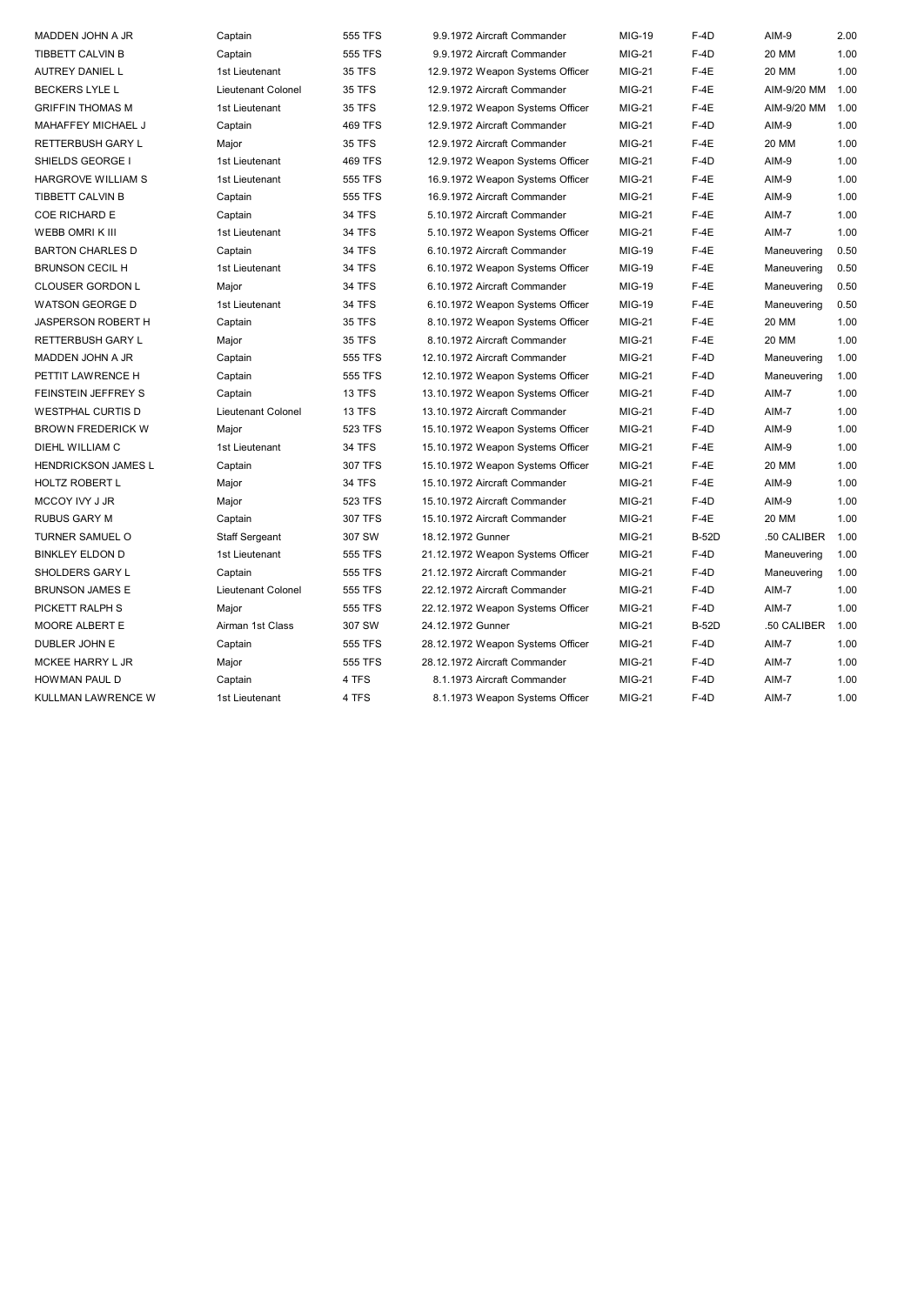| | | | | | | | |
|---|---|---|---|---|---|---|---|
| MADDEN JOHN A JR | Captain | 555 TFS | 9.9.1972 Aircraft Commander | MIG-19 | F-4D | AIM-9 | 2.00 |
| TIBBETT CALVIN B | Captain | 555 TFS | 9.9.1972 Aircraft Commander | MIG-21 | F-4D | 20 MM | 1.00 |
| AUTREY DANIEL L | 1st Lieutenant | 35 TFS | 12.9.1972 Weapon Systems Officer | MIG-21 | F-4E | 20 MM | 1.00 |
| BECKERS LYLE L | Lieutenant Colonel | 35 TFS | 12.9.1972 Aircraft Commander | MIG-21 | F-4E | AIM-9/20 MM | 1.00 |
| GRIFFIN THOMAS M | 1st Lieutenant | 35 TFS | 12.9.1972 Weapon Systems Officer | MIG-21 | F-4E | AIM-9/20 MM | 1.00 |
| MAHAFFEY MICHAEL J | Captain | 469 TFS | 12.9.1972 Aircraft Commander | MIG-21 | F-4D | AIM-9 | 1.00 |
| RETTERBUSH GARY L | Major | 35 TFS | 12.9.1972 Aircraft Commander | MIG-21 | F-4E | 20 MM | 1.00 |
| SHIELDS GEORGE I | 1st Lieutenant | 469 TFS | 12.9.1972 Weapon Systems Officer | MIG-21 | F-4D | AIM-9 | 1.00 |
| HARGROVE WILLIAM S | 1st Lieutenant | 555 TFS | 16.9.1972 Weapon Systems Officer | MIG-21 | F-4E | AIM-9 | 1.00 |
| TIBBETT CALVIN B | Captain | 555 TFS | 16.9.1972 Aircraft Commander | MIG-21 | F-4E | AIM-9 | 1.00 |
| COE RICHARD E | Captain | 34 TFS | 5.10.1972 Aircraft Commander | MIG-21 | F-4E | AIM-7 | 1.00 |
| WEBB OMRI K III | 1st Lieutenant | 34 TFS | 5.10.1972 Weapon Systems Officer | MIG-21 | F-4E | AIM-7 | 1.00 |
| BARTON CHARLES D | Captain | 34 TFS | 6.10.1972 Aircraft Commander | MIG-19 | F-4E | Maneuvering | 0.50 |
| BRUNSON CECIL H | 1st Lieutenant | 34 TFS | 6.10.1972 Weapon Systems Officer | MIG-19 | F-4E | Maneuvering | 0.50 |
| CLOUSER GORDON L | Major | 34 TFS | 6.10.1972 Aircraft Commander | MIG-19 | F-4E | Maneuvering | 0.50 |
| WATSON GEORGE D | 1st Lieutenant | 34 TFS | 6.10.1972 Weapon Systems Officer | MIG-19 | F-4E | Maneuvering | 0.50 |
| JASPERSON ROBERT H | Captain | 35 TFS | 8.10.1972 Weapon Systems Officer | MIG-21 | F-4E | 20 MM | 1.00 |
| RETTERBUSH GARY L | Major | 35 TFS | 8.10.1972 Aircraft Commander | MIG-21 | F-4E | 20 MM | 1.00 |
| MADDEN JOHN A JR | Captain | 555 TFS | 12.10.1972 Aircraft Commander | MIG-21 | F-4D | Maneuvering | 1.00 |
| PETTIT LAWRENCE H | Captain | 555 TFS | 12.10.1972 Weapon Systems Officer | MIG-21 | F-4D | Maneuvering | 1.00 |
| FEINSTEIN JEFFREY S | Captain | 13 TFS | 13.10.1972 Weapon Systems Officer | MIG-21 | F-4D | AIM-7 | 1.00 |
| WESTPHAL CURTIS D | Lieutenant Colonel | 13 TFS | 13.10.1972 Aircraft Commander | MIG-21 | F-4D | AIM-7 | 1.00 |
| BROWN FREDERICK W | Major | 523 TFS | 15.10.1972 Weapon Systems Officer | MIG-21 | F-4D | AIM-9 | 1.00 |
| DIEHL WILLIAM C | 1st Lieutenant | 34 TFS | 15.10.1972 Weapon Systems Officer | MIG-21 | F-4E | AIM-9 | 1.00 |
| HENDRICKSON JAMES L | Captain | 307 TFS | 15.10.1972 Weapon Systems Officer | MIG-21 | F-4E | 20 MM | 1.00 |
| HOLTZ ROBERT L | Major | 34 TFS | 15.10.1972 Aircraft Commander | MIG-21 | F-4E | AIM-9 | 1.00 |
| MCCOY IVY J JR | Major | 523 TFS | 15.10.1972 Aircraft Commander | MIG-21 | F-4D | AIM-9 | 1.00 |
| RUBUS GARY M | Captain | 307 TFS | 15.10.1972 Aircraft Commander | MIG-21 | F-4E | 20 MM | 1.00 |
| TURNER SAMUEL O | Staff Sergeant | 307 SW | 18.12.1972 Gunner | MIG-21 | B-52D | .50 CALIBER | 1.00 |
| BINKLEY ELDON D | 1st Lieutenant | 555 TFS | 21.12.1972 Weapon Systems Officer | MIG-21 | F-4D | Maneuvering | 1.00 |
| SHOLDERS GARY L | Captain | 555 TFS | 21.12.1972 Aircraft Commander | MIG-21 | F-4D | Maneuvering | 1.00 |
| BRUNSON JAMES E | Lieutenant Colonel | 555 TFS | 22.12.1972 Aircraft Commander | MIG-21 | F-4D | AIM-7 | 1.00 |
| PICKETT RALPH S | Major | 555 TFS | 22.12.1972 Weapon Systems Officer | MIG-21 | F-4D | AIM-7 | 1.00 |
| MOORE ALBERT E | Airman 1st Class | 307 SW | 24.12.1972 Gunner | MIG-21 | B-52D | .50 CALIBER | 1.00 |
| DUBLER JOHN E | Captain | 555 TFS | 28.12.1972 Weapon Systems Officer | MIG-21 | F-4D | AIM-7 | 1.00 |
| MCKEE HARRY L JR | Major | 555 TFS | 28.12.1972 Aircraft Commander | MIG-21 | F-4D | AIM-7 | 1.00 |
| HOWMAN PAUL D | Captain | 4 TFS | 8.1.1973 Aircraft Commander | MIG-21 | F-4D | AIM-7 | 1.00 |
| KULLMAN LAWRENCE W | 1st Lieutenant | 4 TFS | 8.1.1973 Weapon Systems Officer | MIG-21 | F-4D | AIM-7 | 1.00 |